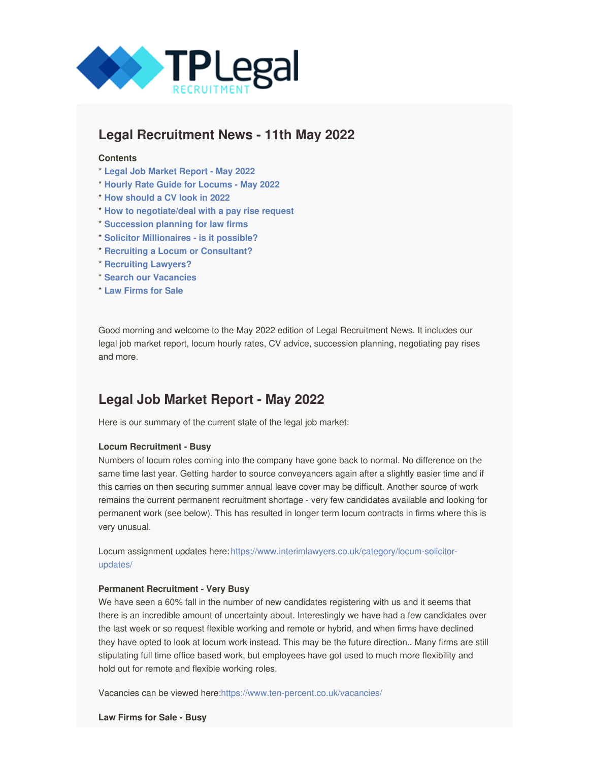TPLegal RECRUITMENT

## Legal Recruitment News - 11th May 2022

**Contents**

* Legal Job Market Report - May 2022
* Hourly Rate Guide for Locums - May 2022
* How should a CV look in 2022
* How to negotiate/deal with a pay rise request
* Succession planning for law firms
* Solicitor Millionaires - is it possible?
* Recruiting a Locum or Consultant?
* Recruiting Lawyers?
* Search our Vacancies
* Law Firms for Sale

Good morning and welcome to the May 2022 edition of Legal Recruitment News. It includes our legal job market report, locum hourly rates, CV advice, succession planning, negotiating pay rises and more.

## Legal Job Market Report - May 2022

Here is our summary of the current state of the legal job market:

**Locum Recruitment - Busy**

Numbers of locum roles coming into the company have gone back to normal. No difference on the same time last year. Getting harder to source conveyancers again after a slightly easier time and if this carries on then securing summer annual leave cover may be difficult. Another source of work remains the current permanent recruitment shortage - very few candidates available and looking for permanent work (see below). This has resulted in longer term locum contracts in firms where this is very unusual.

Locum assignment updates here: https://www.interimlawyers.co.uk/category/locum-solicitor-updates/

**Permanent Recruitment - Very Busy**

We have seen a 60% fall in the number of new candidates registering with us and it seems that there is an incredible amount of uncertainty about. Interestingly we have had a few candidates over the last week or so request flexible working and remote or hybrid, and when firms have declined they have opted to look at locum work instead. This may be the future direction.. Many firms are still stipulating full time office based work, but employees have got used to much more flexibility and hold out for remote and flexible working roles.

Vacancies can be viewed here:https://www.ten-percent.co.uk/vacancies/

**Law Firms for Sale - Busy**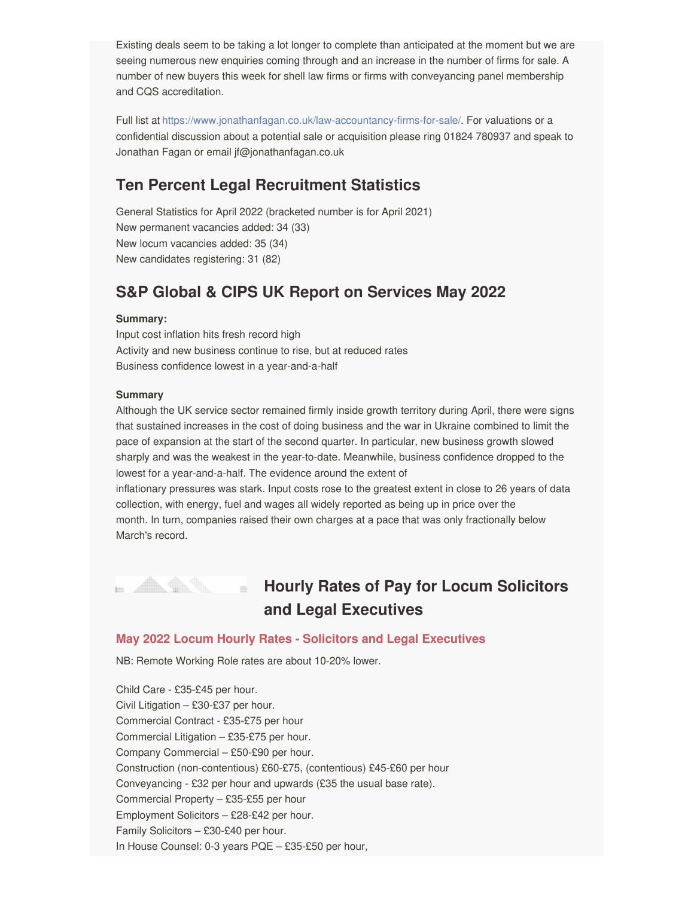Existing deals seem to be taking a lot longer to complete than anticipated at the moment but we are seeing numerous new enquiries coming through and an increase in the number of firms for sale. A number of new buyers this week for shell law firms or firms with conveyancing panel membership and CQS accreditation.

Full list at https://www.jonathanfagan.co.uk/law-accountancy-firms-for-sale/. For valuations or a confidential discussion about a potential sale or acquisition please ring 01824 780937 and speak to Jonathan Fagan or email jf@jonathanfagan.co.uk

## Ten Percent Legal Recruitment Statistics

General Statistics for April 2022 (bracketed number is for April 2021)
New permanent vacancies added: 34 (33)
New locum vacancies added: 35 (34)
New candidates registering: 31 (82)

## S&P Global & CIPS UK Report on Services May 2022

**Summary:**

Input cost inflation hits fresh record high
Activity and new business continue to rise, but at reduced rates
Business confidence lowest in a year-and-a-half

**Summary**

Although the UK service sector remained firmly inside growth territory during April, there were signs that sustained increases in the cost of doing business and the war in Ukraine combined to limit the pace of expansion at the start of the second quarter. In particular, new business growth slowed sharply and was the weakest in the year-to-date. Meanwhile, business confidence dropped to the lowest for a year-and-a-half. The evidence around the extent of inflationary pressures was stark. Input costs rose to the greatest extent in close to 26 years of data collection, with energy, fuel and wages all widely reported as being up in price over the month. In turn, companies raised their own charges at a pace that was only fractionally below March's record.

## Hourly Rates of Pay for Locum Solicitors and Legal Executives

### May 2022 Locum Hourly Rates - Solicitors and Legal Executives

NB: Remote Working Role rates are about 10-20% lower.

Child Care - £35-£45 per hour.
Civil Litigation – £30-£37 per hour.
Commercial Contract - £35-£75 per hour
Commercial Litigation – £35-£75 per hour.
Company Commercial – £50-£90 per hour.
Construction (non-contentious) £60-£75, (contentious) £45-£60 per hour
Conveyancing - £32 per hour and upwards (£35 the usual base rate).
Commercial Property – £35-£55 per hour
Employment Solicitors – £28-£42 per hour.
Family Solicitors – £30-£40 per hour.
In House Counsel: 0-3 years PQE – £35-£50 per hour,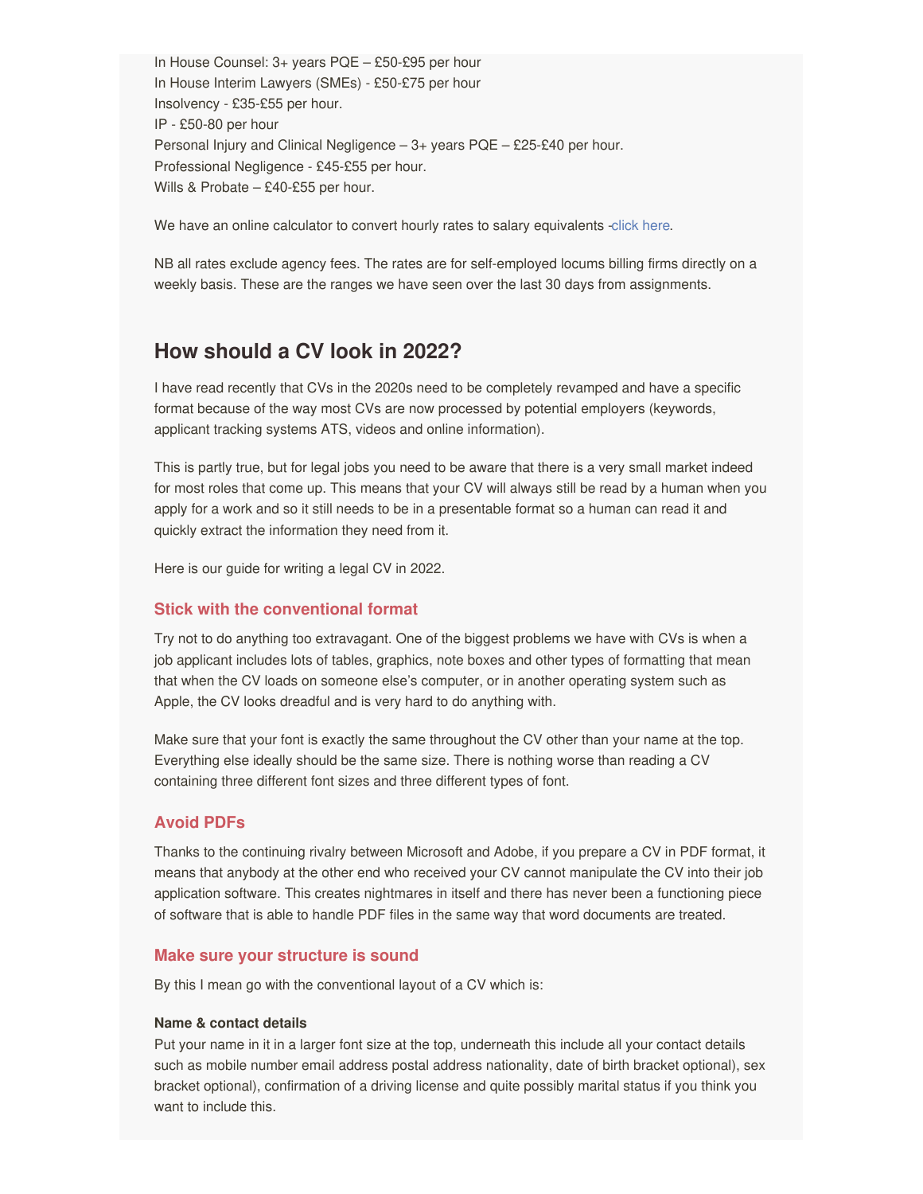In House Counsel: 3+ years PQE – £50-£95 per hour
In House Interim Lawyers (SMEs) - £50-£75 per hour
Insolvency - £35-£55 per hour.
IP - £50-80 per hour
Personal Injury and Clinical Negligence – 3+ years PQE – £25-£40 per hour.
Professional Negligence - £45-£55 per hour.
Wills & Probate – £40-£55 per hour.

We have an online calculator to convert hourly rates to salary equivalents -click here.

NB all rates exclude agency fees. The rates are for self-employed locums billing firms directly on a weekly basis. These are the ranges we have seen over the last 30 days from assignments.

## How should a CV look in 2022?

I have read recently that CVs in the 2020s need to be completely revamped and have a specific format because of the way most CVs are now processed by potential employers (keywords, applicant tracking systems ATS, videos and online information).

This is partly true, but for legal jobs you need to be aware that there is a very small market indeed for most roles that come up. This means that your CV will always still be read by a human when you apply for a work and so it still needs to be in a presentable format so a human can read it and quickly extract the information they need from it.

Here is our guide for writing a legal CV in 2022.

### Stick with the conventional format

Try not to do anything too extravagant. One of the biggest problems we have with CVs is when a job applicant includes lots of tables, graphics, note boxes and other types of formatting that mean that when the CV loads on someone else's computer, or in another operating system such as Apple, the CV looks dreadful and is very hard to do anything with.

Make sure that your font is exactly the same throughout the CV other than your name at the top. Everything else ideally should be the same size. There is nothing worse than reading a CV containing three different font sizes and three different types of font.

### Avoid PDFs

Thanks to the continuing rivalry between Microsoft and Adobe, if you prepare a CV in PDF format, it means that anybody at the other end who received your CV cannot manipulate the CV into their job application software. This creates nightmares in itself and there has never been a functioning piece of software that is able to handle PDF files in the same way that word documents are treated.

### Make sure your structure is sound

By this I mean go with the conventional layout of a CV which is:

**Name & contact details**
Put your name in it in a larger font size at the top, underneath this include all your contact details such as mobile number email address postal address nationality, date of birth bracket optional), sex bracket optional), confirmation of a driving license and quite possibly marital status if you think you want to include this.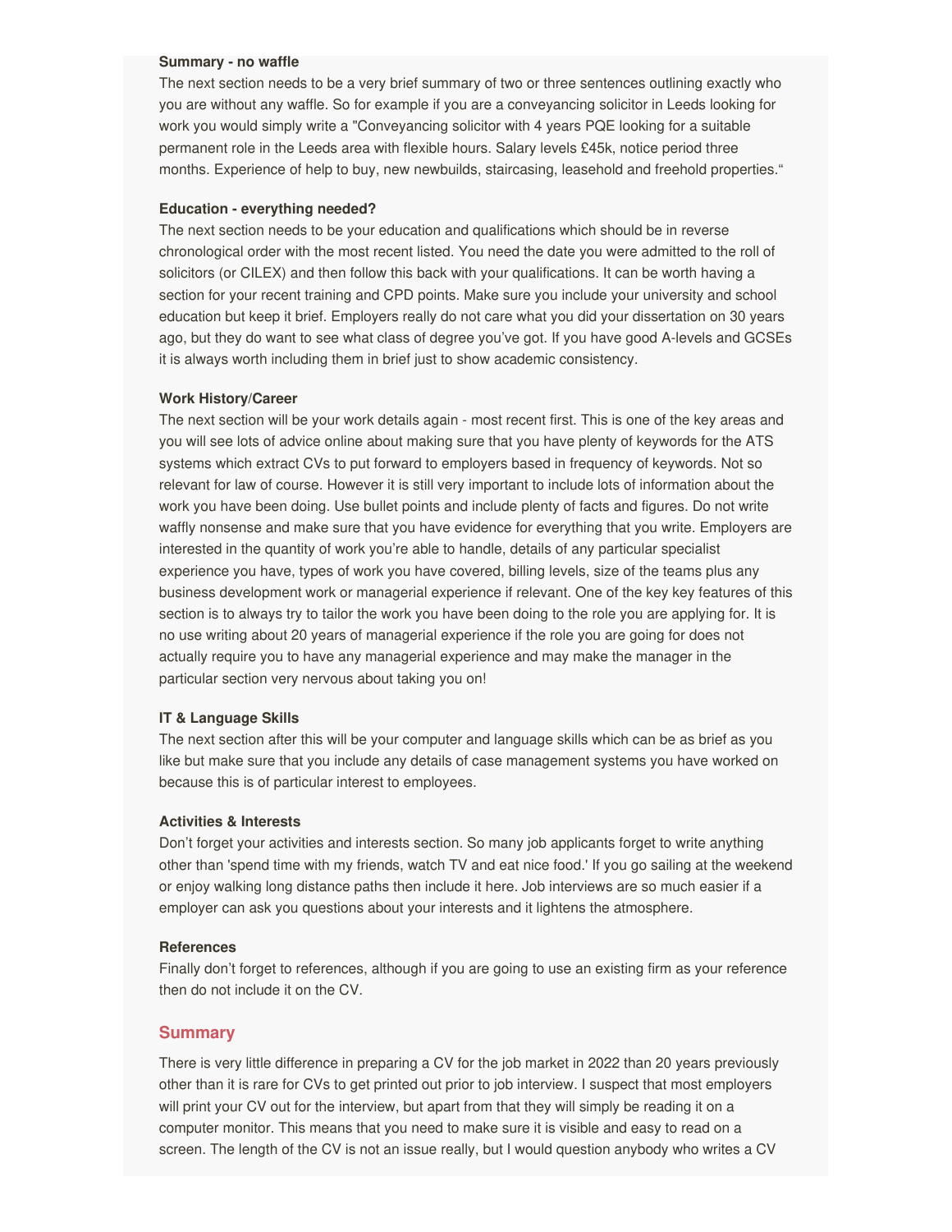**Summary - no waffle**

The next section needs to be a very brief summary of two or three sentences outlining exactly who you are without any waffle. So for example if you are a conveyancing solicitor in Leeds looking for work you would simply write a "Conveyancing solicitor with 4 years PQE looking for a suitable permanent role in the Leeds area with flexible hours. Salary levels £45k, notice period three months. Experience of help to buy, new newbuilds, staircasing, leasehold and freehold properties."

**Education - everything needed?**

The next section needs to be your education and qualifications which should be in reverse chronological order with the most recent listed. You need the date you were admitted to the roll of solicitors (or CILEX) and then follow this back with your qualifications. It can be worth having a section for your recent training and CPD points. Make sure you include your university and school education but keep it brief. Employers really do not care what you did your dissertation on 30 years ago, but they do want to see what class of degree you've got. If you have good A-levels and GCSEs it is always worth including them in brief just to show academic consistency.

**Work History/Career**

The next section will be your work details again - most recent first. This is one of the key areas and you will see lots of advice online about making sure that you have plenty of keywords for the ATS systems which extract CVs to put forward to employers based in frequency of keywords. Not so relevant for law of course. However it is still very important to include lots of information about the work you have been doing. Use bullet points and include plenty of facts and figures. Do not write waffly nonsense and make sure that you have evidence for everything that you write. Employers are interested in the quantity of work you're able to handle, details of any particular specialist experience you have, types of work you have covered, billing levels, size of the teams plus any business development work or managerial experience if relevant. One of the key key features of this section is to always try to tailor the work you have been doing to the role you are applying for. It is no use writing about 20 years of managerial experience if the role you are going for does not actually require you to have any managerial experience and may make the manager in the particular section very nervous about taking you on!

**IT & Language Skills**

The next section after this will be your computer and language skills which can be as brief as you like but make sure that you include any details of case management systems you have worked on because this is of particular interest to employees.

**Activities & Interests**

Don't forget your activities and interests section. So many job applicants forget to write anything other than 'spend time with my friends, watch TV and eat nice food.' If you go sailing at the weekend or enjoy walking long distance paths then include it here. Job interviews are so much easier if a employer can ask you questions about your interests and it lightens the atmosphere.

**References**

Finally don't forget to references, although if you are going to use an existing firm as your reference then do not include it on the CV.

## Summary

There is very little difference in preparing a CV for the job market in 2022 than 20 years previously other than it is rare for CVs to get printed out prior to job interview. I suspect that most employers will print your CV out for the interview, but apart from that they will simply be reading it on a computer monitor. This means that you need to make sure it is visible and easy to read on a screen. The length of the CV is not an issue really, but I would question anybody who writes a CV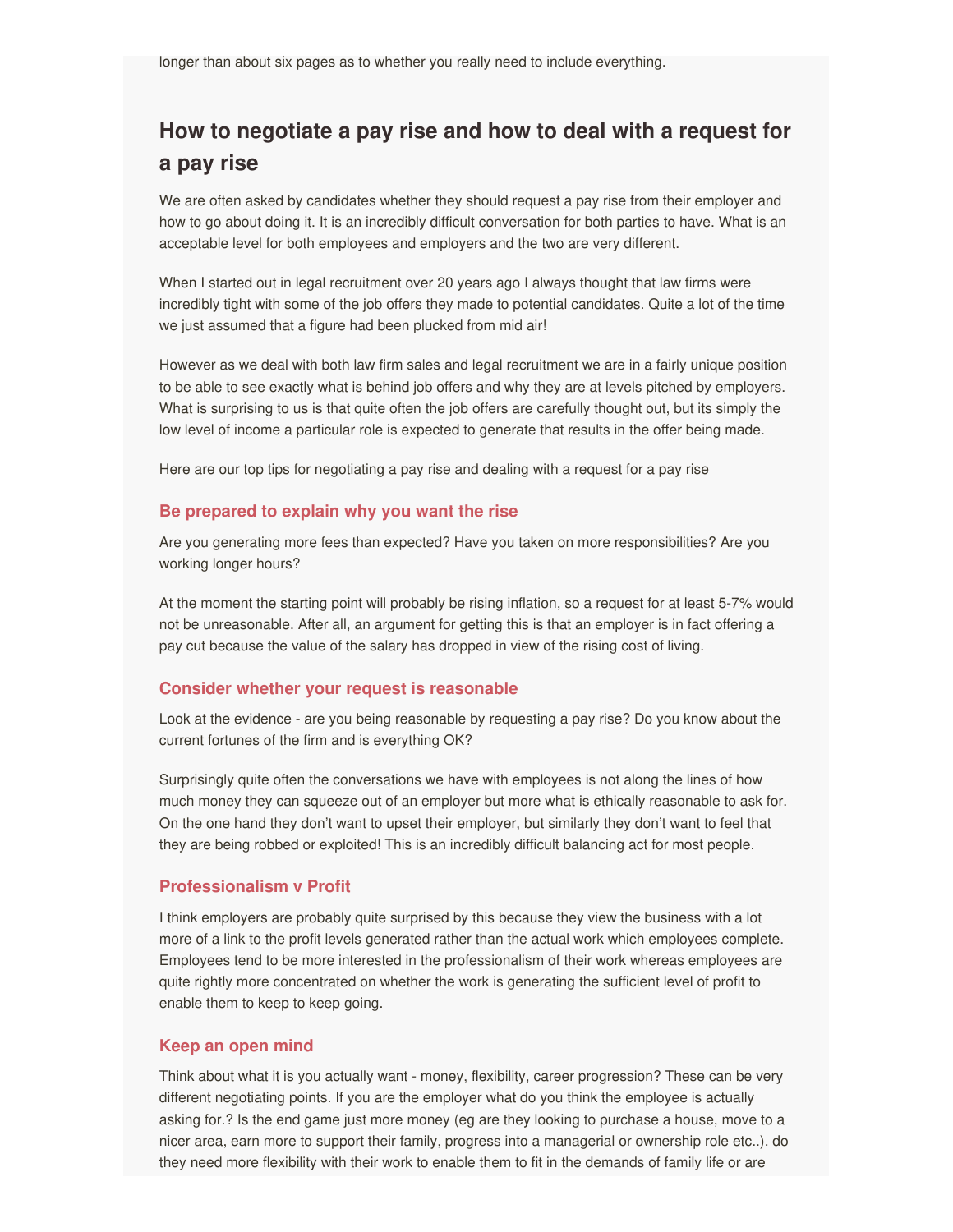longer than about six pages as to whether you really need to include everything.

## How to negotiate a pay rise and how to deal with a request for a pay rise

We are often asked by candidates whether they should request a pay rise from their employer and how to go about doing it. It is an incredibly difficult conversation for both parties to have. What is an acceptable level for both employees and employers and the two are very different.

When I started out in legal recruitment over 20 years ago I always thought that law firms were incredibly tight with some of the job offers they made to potential candidates. Quite a lot of the time we just assumed that a figure had been plucked from mid air!

However as we deal with both law firm sales and legal recruitment we are in a fairly unique position to be able to see exactly what is behind job offers and why they are at levels pitched by employers. What is surprising to us is that quite often the job offers are carefully thought out, but its simply the low level of income a particular role is expected to generate that results in the offer being made.

Here are our top tips for negotiating a pay rise and dealing with a request for a pay rise

### Be prepared to explain why you want the rise

Are you generating more fees than expected? Have you taken on more responsibilities? Are you working longer hours?

At the moment the starting point will probably be rising inflation, so a request for at least 5-7% would not be unreasonable. After all, an argument for getting this is that an employer is in fact offering a pay cut because the value of the salary has dropped in view of the rising cost of living.

### Consider whether your request is reasonable

Look at the evidence - are you being reasonable by requesting a pay rise? Do you know about the current fortunes of the firm and is everything OK?

Surprisingly quite often the conversations we have with employees is not along the lines of how much money they can squeeze out of an employer but more what is ethically reasonable to ask for. On the one hand they don't want to upset their employer, but similarly they don't want to feel that they are being robbed or exploited! This is an incredibly difficult balancing act for most people.

### Professionalism v Profit

I think employers are probably quite surprised by this because they view the business with a lot more of a link to the profit levels generated rather than the actual work which employees complete. Employees tend to be more interested in the professionalism of their work whereas employees are quite rightly more concentrated on whether the work is generating the sufficient level of profit to enable them to keep to keep going.

### Keep an open mind

Think about what it is you actually want - money, flexibility, career progression? These can be very different negotiating points. If you are the employer what do you think the employee is actually asking for.? Is the end game just more money (eg are they looking to purchase a house, move to a nicer area, earn more to support their family, progress into a managerial or ownership role etc..). do they need more flexibility with their work to enable them to fit in the demands of family life or are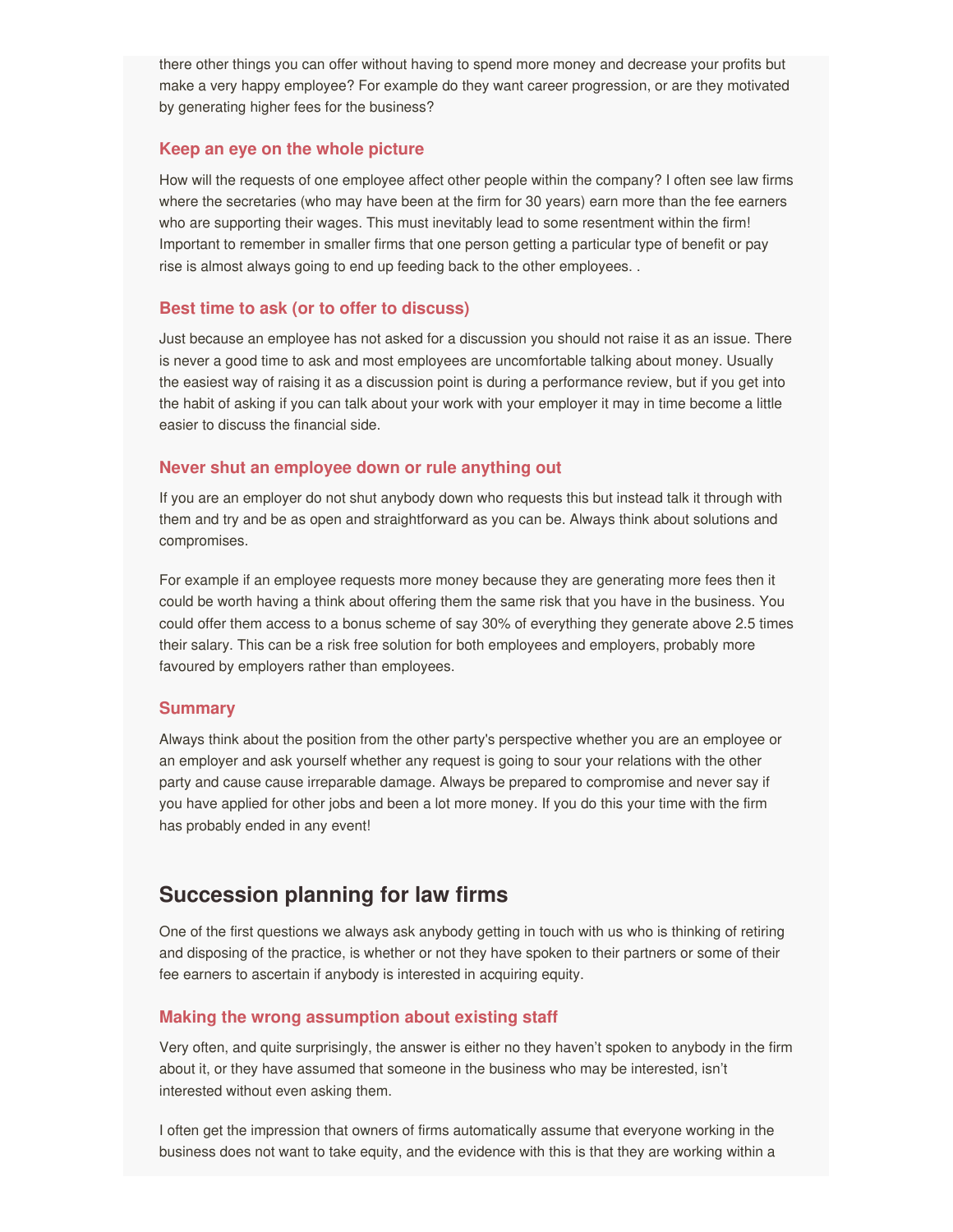there other things you can offer without having to spend more money and decrease your profits but make a very happy employee? For example do they want career progression, or are they motivated by generating higher fees for the business?

### Keep an eye on the whole picture

How will the requests of one employee affect other people within the company? I often see law firms where the secretaries (who may have been at the firm for 30 years) earn more than the fee earners who are supporting their wages. This must inevitably lead to some resentment within the firm! Important to remember in smaller firms that one person getting a particular type of benefit or pay rise is almost always going to end up feeding back to the other employees. .

### Best time to ask (or to offer to discuss)

Just because an employee has not asked for a discussion you should not raise it as an issue. There is never a good time to ask and most employees are uncomfortable talking about money. Usually the easiest way of raising it as a discussion point is during a performance review, but if you get into the habit of asking if you can talk about your work with your employer it may in time become a little easier to discuss the financial side.

### Never shut an employee down or rule anything out

If you are an employer do not shut anybody down who requests this but instead talk it through with them and try and be as open and straightforward as you can be. Always think about solutions and compromises.

For example if an employee requests more money because they are generating more fees then it could be worth having a think about offering them the same risk that you have in the business. You could offer them access to a bonus scheme of say 30% of everything they generate above 2.5 times their salary. This can be a risk free solution for both employees and employers, probably more favoured by employers rather than employees.

### Summary

Always think about the position from the other party's perspective whether you are an employee or an employer and ask yourself whether any request is going to sour your relations with the other party and cause cause irreparable damage. Always be prepared to compromise and never say if you have applied for other jobs and been a lot more money. If you do this your time with the firm has probably ended in any event!

## Succession planning for law firms

One of the first questions we always ask anybody getting in touch with us who is thinking of retiring and disposing of the practice, is whether or not they have spoken to their partners or some of their fee earners to ascertain if anybody is interested in acquiring equity.

### Making the wrong assumption about existing staff

Very often, and quite surprisingly, the answer is either no they haven't spoken to anybody in the firm about it, or they have assumed that someone in the business who may be interested, isn't interested without even asking them.

I often get the impression that owners of firms automatically assume that everyone working in the business does not want to take equity, and the evidence with this is that they are working within a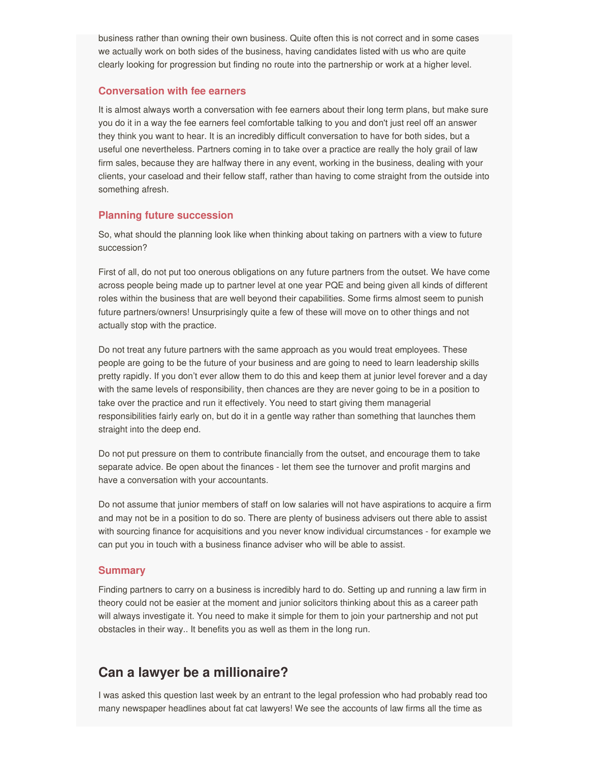business rather than owning their own business. Quite often this is not correct and in some cases we actually work on both sides of the business, having candidates listed with us who are quite clearly looking for progression but finding no route into the partnership or work at a higher level.

### Conversation with fee earners

It is almost always worth a conversation with fee earners about their long term plans, but make sure you do it in a way the fee earners feel comfortable talking to you and don't just reel off an answer they think you want to hear. It is an incredibly difficult conversation to have for both sides, but a useful one nevertheless. Partners coming in to take over a practice are really the holy grail of law firm sales, because they are halfway there in any event, working in the business, dealing with your clients, your caseload and their fellow staff, rather than having to come straight from the outside into something afresh.

### Planning future succession

So, what should the planning look like when thinking about taking on partners with a view to future succession?

First of all, do not put too onerous obligations on any future partners from the outset. We have come across people being made up to partner level at one year PQE and being given all kinds of different roles within the business that are well beyond their capabilities. Some firms almost seem to punish future partners/owners! Unsurprisingly quite a few of these will move on to other things and not actually stop with the practice.

Do not treat any future partners with the same approach as you would treat employees. These people are going to be the future of your business and are going to need to learn leadership skills pretty rapidly. If you don't ever allow them to do this and keep them at junior level forever and a day with the same levels of responsibility, then chances are they are never going to be in a position to take over the practice and run it effectively. You need to start giving them managerial responsibilities fairly early on, but do it in a gentle way rather than something that launches them straight into the deep end.

Do not put pressure on them to contribute financially from the outset, and encourage them to take separate advice. Be open about the finances - let them see the turnover and profit margins and have a conversation with your accountants.

Do not assume that junior members of staff on low salaries will not have aspirations to acquire a firm and may not be in a position to do so. There are plenty of business advisers out there able to assist with sourcing finance for acquisitions and you never know individual circumstances - for example we can put you in touch with a business finance adviser who will be able to assist.

### Summary

Finding partners to carry on a business is incredibly hard to do. Setting up and running a law firm in theory could not be easier at the moment and junior solicitors thinking about this as a career path will always investigate it. You need to make it simple for them to join your partnership and not put obstacles in their way.. It benefits you as well as them in the long run.

## Can a lawyer be a millionaire?

I was asked this question last week by an entrant to the legal profession who had probably read too many newspaper headlines about fat cat lawyers! We see the accounts of law firms all the time as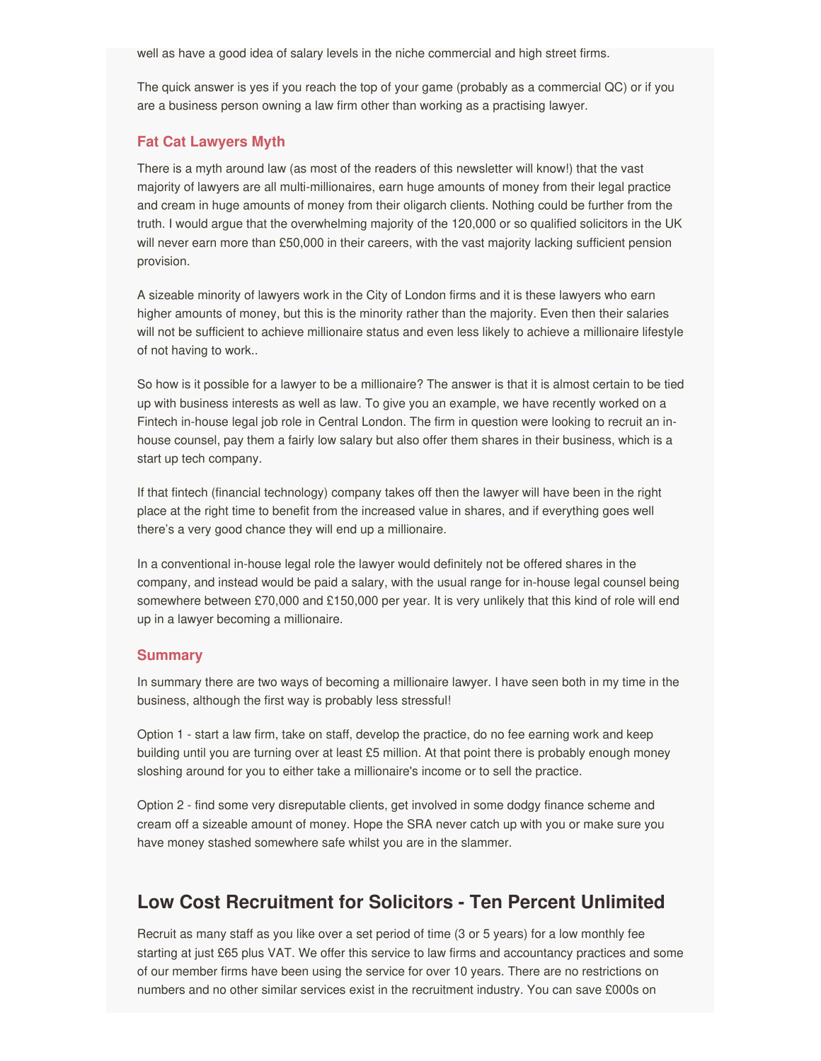well as have a good idea of salary levels in the niche commercial and high street firms.

The quick answer is yes if you reach the top of your game (probably as a commercial QC) or if you are a business person owning a law firm other than working as a practising lawyer.

### Fat Cat Lawyers Myth

There is a myth around law (as most of the readers of this newsletter will know!) that the vast majority of lawyers are all multi-millionaires, earn huge amounts of money from their legal practice and cream in huge amounts of money from their oligarch clients. Nothing could be further from the truth. I would argue that the overwhelming majority of the 120,000 or so qualified solicitors in the UK will never earn more than £50,000 in their careers, with the vast majority lacking sufficient pension provision.

A sizeable minority of lawyers work in the City of London firms and it is these lawyers who earn higher amounts of money, but this is the minority rather than the majority. Even then their salaries will not be sufficient to achieve millionaire status and even less likely to achieve a millionaire lifestyle of not having to work..

So how is it possible for a lawyer to be a millionaire? The answer is that it is almost certain to be tied up with business interests as well as law. To give you an example, we have recently worked on a Fintech in-house legal job role in Central London. The firm in question were looking to recruit an in-house counsel, pay them a fairly low salary but also offer them shares in their business, which is a start up tech company.

If that fintech (financial technology) company takes off then the lawyer will have been in the right place at the right time to benefit from the increased value in shares, and if everything goes well there's a very good chance they will end up a millionaire.

In a conventional in-house legal role the lawyer would definitely not be offered shares in the company, and instead would be paid a salary, with the usual range for in-house legal counsel being somewhere between £70,000 and £150,000 per year. It is very unlikely that this kind of role will end up in a lawyer becoming a millionaire.

### Summary

In summary there are two ways of becoming a millionaire lawyer. I have seen both in my time in the business, although the first way is probably less stressful!

Option 1 - start a law firm, take on staff, develop the practice, do no fee earning work and keep building until you are turning over at least £5 million. At that point there is probably enough money sloshing around for you to either take a millionaire's income or to sell the practice.

Option 2 - find some very disreputable clients, get involved in some dodgy finance scheme and cream off a sizeable amount of money. Hope the SRA never catch up with you or make sure you have money stashed somewhere safe whilst you are in the slammer.

## Low Cost Recruitment for Solicitors - Ten Percent Unlimited

Recruit as many staff as you like over a set period of time (3 or 5 years) for a low monthly fee starting at just £65 plus VAT. We offer this service to law firms and accountancy practices and some of our member firms have been using the service for over 10 years. There are no restrictions on numbers and no other similar services exist in the recruitment industry. You can save £000s on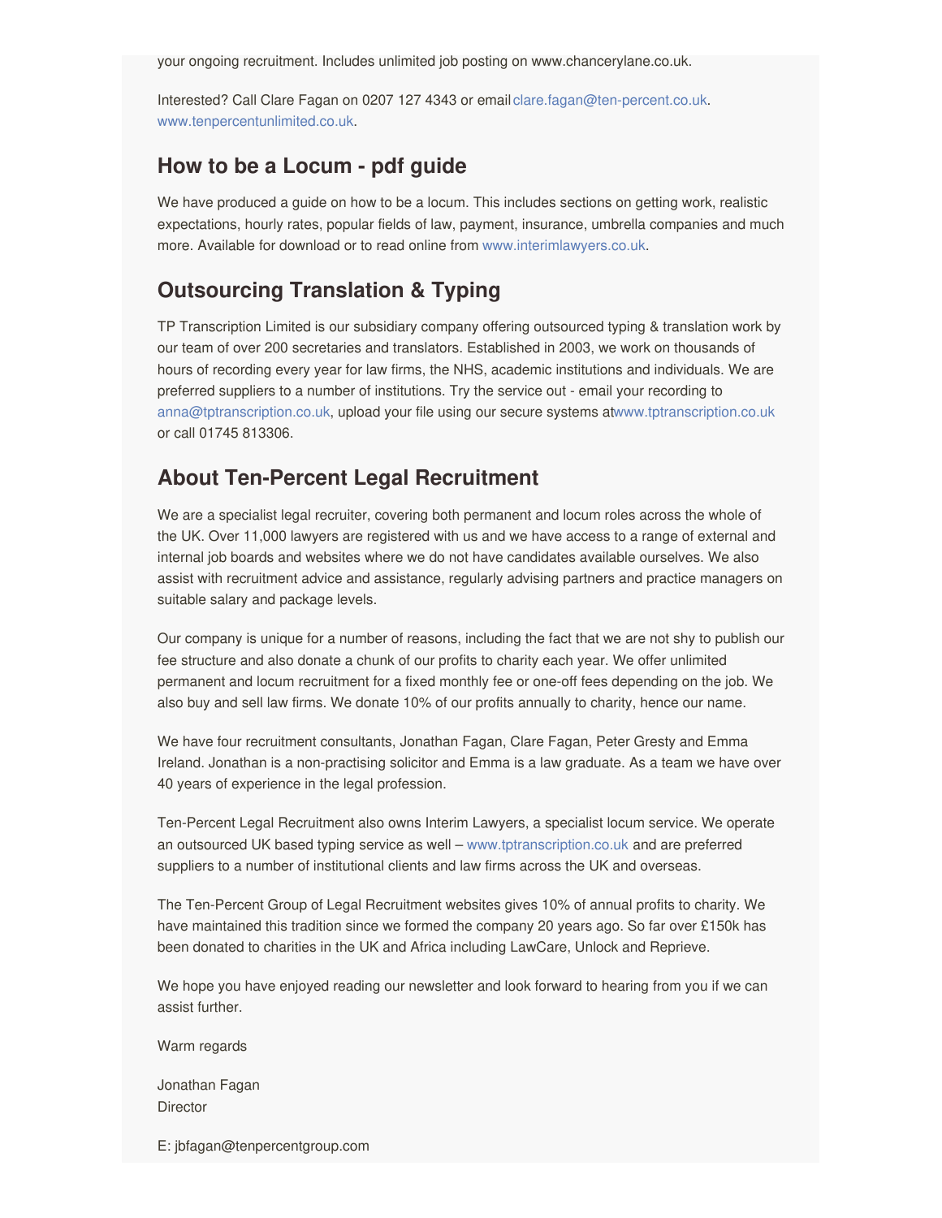your ongoing recruitment. Includes unlimited job posting on www.chancerylane.co.uk.

Interested? Call Clare Fagan on 0207 127 4343 or email clare.fagan@ten-percent.co.uk. www.tenpercentunlimited.co.uk.

## How to be a Locum - pdf guide

We have produced a guide on how to be a locum. This includes sections on getting work, realistic expectations, hourly rates, popular fields of law, payment, insurance, umbrella companies and much more. Available for download or to read online from www.interimlawyers.co.uk.

## Outsourcing Translation & Typing

TP Transcription Limited is our subsidiary company offering outsourced typing & translation work by our team of over 200 secretaries and translators. Established in 2003, we work on thousands of hours of recording every year for law firms, the NHS, academic institutions and individuals. We are preferred suppliers to a number of institutions. Try the service out - email your recording to anna@tptranscription.co.uk, upload your file using our secure systems atwww.tptranscription.co.uk or call 01745 813306.

## About Ten-Percent Legal Recruitment

We are a specialist legal recruiter, covering both permanent and locum roles across the whole of the UK. Over 11,000 lawyers are registered with us and we have access to a range of external and internal job boards and websites where we do not have candidates available ourselves. We also assist with recruitment advice and assistance, regularly advising partners and practice managers on suitable salary and package levels.

Our company is unique for a number of reasons, including the fact that we are not shy to publish our fee structure and also donate a chunk of our profits to charity each year. We offer unlimited permanent and locum recruitment for a fixed monthly fee or one-off fees depending on the job. We also buy and sell law firms. We donate 10% of our profits annually to charity, hence our name.

We have four recruitment consultants, Jonathan Fagan, Clare Fagan, Peter Gresty and Emma Ireland. Jonathan is a non-practising solicitor and Emma is a law graduate. As a team we have over 40 years of experience in the legal profession.

Ten-Percent Legal Recruitment also owns Interim Lawyers, a specialist locum service. We operate an outsourced UK based typing service as well – www.tptranscription.co.uk and are preferred suppliers to a number of institutional clients and law firms across the UK and overseas.

The Ten-Percent Group of Legal Recruitment websites gives 10% of annual profits to charity. We have maintained this tradition since we formed the company 20 years ago. So far over £150k has been donated to charities in the UK and Africa including LawCare, Unlock and Reprieve.

We hope you have enjoyed reading our newsletter and look forward to hearing from you if we can assist further.

Warm regards

Jonathan Fagan
Director

E: jbfagan@tenpercentgroup.com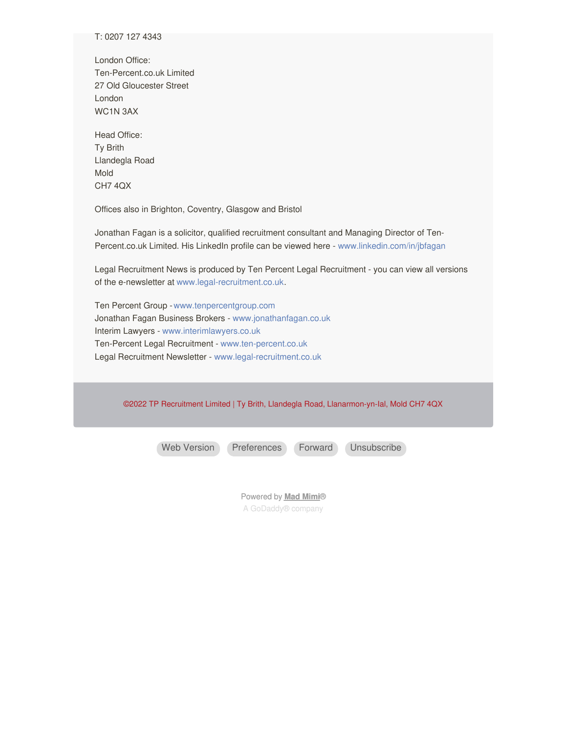T: 0207 127 4343

London Office:
Ten-Percent.co.uk Limited
27 Old Gloucester Street
London
WC1N 3AX

Head Office:
Ty Brith
Llandegla Road
Mold
CH7 4QX

Offices also in Brighton, Coventry, Glasgow and Bristol

Jonathan Fagan is a solicitor, qualified recruitment consultant and Managing Director of Ten-Percent.co.uk Limited. His LinkedIn profile can be viewed here - www.linkedin.com/in/jbfagan

Legal Recruitment News is produced by Ten Percent Legal Recruitment - you can view all versions of the e-newsletter at www.legal-recruitment.co.uk.

Ten Percent Group - www.tenpercentgroup.com
Jonathan Fagan Business Brokers - www.jonathanfagan.co.uk
Interim Lawyers - www.interimlawyers.co.uk
Ten-Percent Legal Recruitment - www.ten-percent.co.uk
Legal Recruitment Newsletter - www.legal-recruitment.co.uk

©2022 TP Recruitment Limited | Ty Brith, Llandegla Road, Llanarmon-yn-Ial, Mold CH7 4QX

Web Version Preferences Forward Unsubscribe

Powered by **Mad Mimi**®
A GoDaddy® company